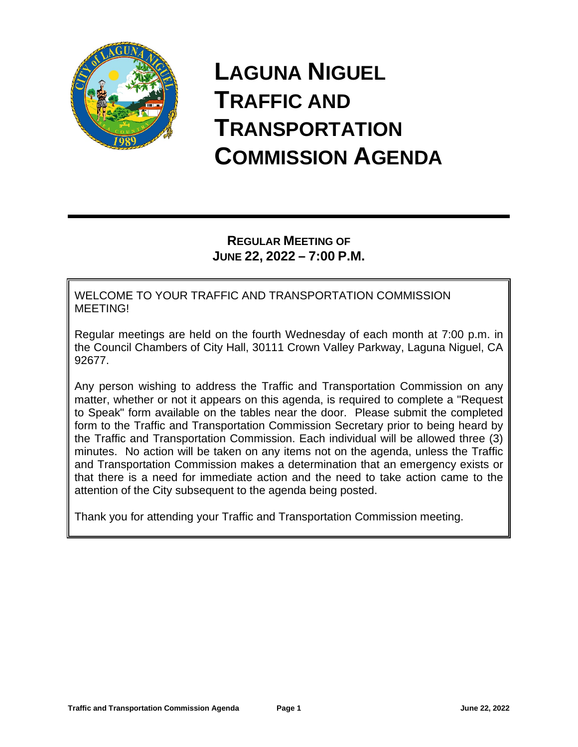# LAGUNA NIGUEL TRAFFIC AND TRANSPORTATION COMMISSION AGENDA

**REGULAR MEETING OF**
**JUNE 22, 2022 – 7:00 P.M.**

WELCOME TO YOUR TRAFFIC AND TRANSPORTATION COMMISSION MEETING!

Regular meetings are held on the fourth Wednesday of each month at 7:00 p.m. in the Council Chambers of City Hall, 30111 Crown Valley Parkway, Laguna Niguel, CA 92677.

Any person wishing to address the Traffic and Transportation Commission on any matter, whether or not it appears on this agenda, is required to complete a "Request to Speak" form available on the tables near the door. Please submit the completed form to the Traffic and Transportation Commission Secretary prior to being heard by the Traffic and Transportation Commission. Each individual will be allowed three (3) minutes. No action will be taken on any items not on the agenda, unless the Traffic and Transportation Commission makes a determination that an emergency exists or that there is a need for immediate action and the need to take action came to the attention of the City subsequent to the agenda being posted.

Thank you for attending your Traffic and Transportation Commission meeting.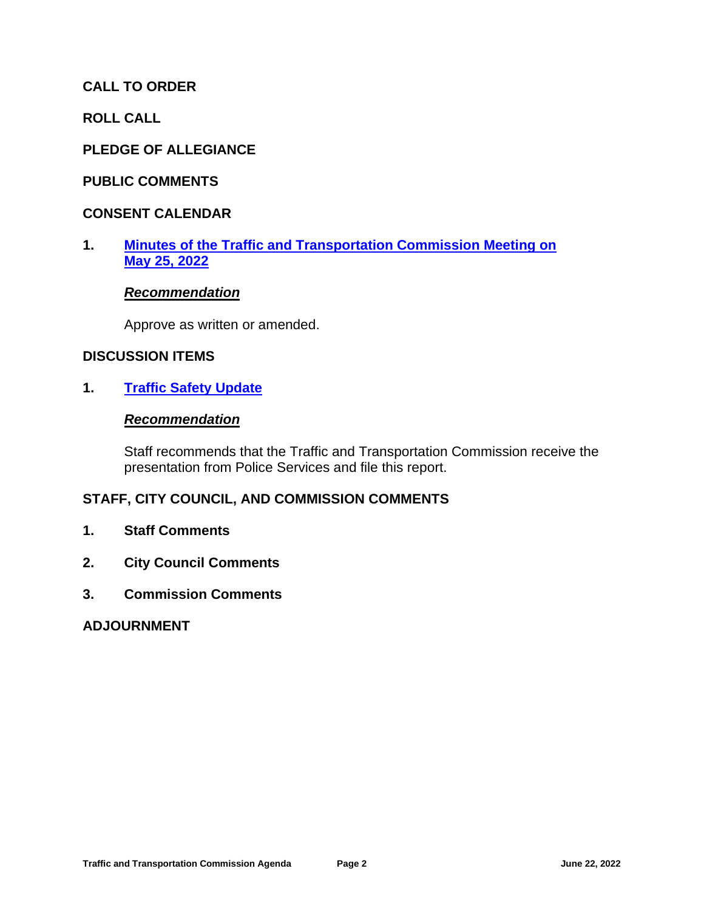**CALL TO ORDER**

**ROLL CALL**

**PLEDGE OF ALLEGIANCE**

**PUBLIC COMMENTS**

**CONSENT CALENDAR**

**1. Minutes of the Traffic and Transportation Commission Meeting on May 25, 2022**

***Recommendation***

Approve as written or amended.

**DISCUSSION ITEMS**

**1. Traffic Safety Update**

***Recommendation***

Staff recommends that the Traffic and Transportation Commission receive the presentation from Police Services and file this report.

**STAFF, CITY COUNCIL, AND COMMISSION COMMENTS**

**1. Staff Comments**

**2. City Council Comments**

**3. Commission Comments**

**ADJOURNMENT**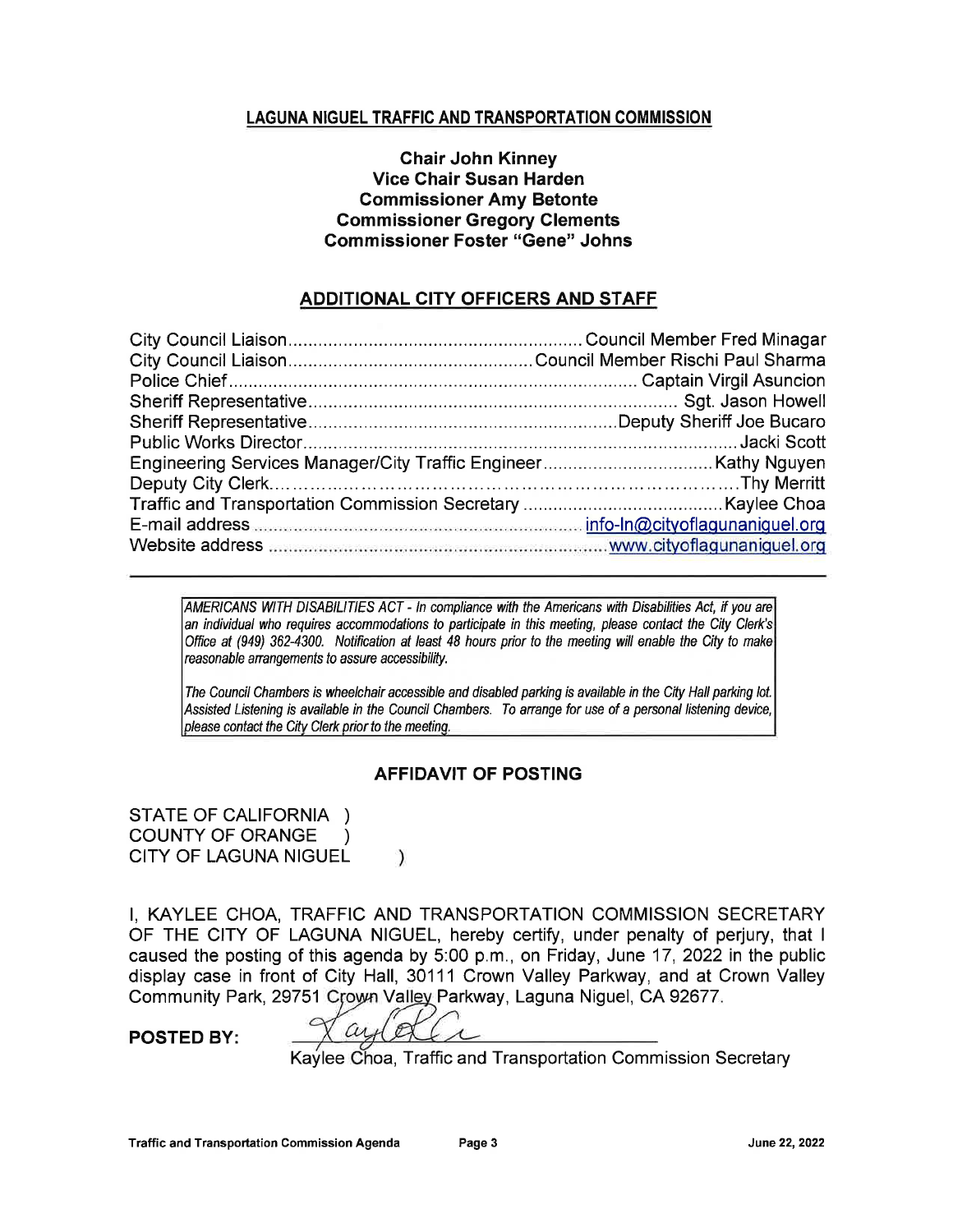**LAGUNA NIGUEL TRAFFIC AND TRANSPORTATION COMMISSION**

**Chair John Kinney**
**Vice Chair Susan Harden**
**Commissioner Amy Betonte**
**Commissioner Gregory Clements**
**Commissioner Foster "Gene" Johns**

## ADDITIONAL CITY OFFICERS AND STAFF

| | |
|---|---|
| City Council Liaison | Council Member Fred Minagar |
| City Council Liaison | Council Member Rischi Paul Sharma |
| Police Chief | Captain Virgil Asuncion |
| Sheriff Representative | Sgt. Jason Howell |
| Sheriff Representative | Deputy Sheriff Joe Bucaro |
| Public Works Director | Jacki Scott |
| Engineering Services Manager/City Traffic Engineer | Kathy Nguyen |
| Deputy City Clerk | Thy Merritt |
| Traffic and Transportation Commission Secretary | Kaylee Choa |
| E-mail address | info-ln@cityoflagunaniguel.org |
| Website address | www.cityoflagunaniguel.org |

*AMERICANS WITH DISABILITIES ACT - In compliance with the Americans with Disabilities Act, if you are an individual who requires accommodations to participate in this meeting, please contact the City Clerk's Office at (949) 362-4300. Notification at least 48 hours prior to the meeting will enable the City to make reasonable arrangements to assure accessibility.*

*The Council Chambers is wheelchair accessible and disabled parking is available in the City Hall parking lot. Assisted Listening is available in the Council Chambers. To arrange for use of a personal listening device, please contact the City Clerk prior to the meeting.*

### AFFIDAVIT OF POSTING

STATE OF CALIFORNIA )
COUNTY OF ORANGE )
CITY OF LAGUNA NIGUEL )

I, KAYLEE CHOA, TRAFFIC AND TRANSPORTATION COMMISSION SECRETARY OF THE CITY OF LAGUNA NIGUEL, hereby certify, under penalty of perjury, that I caused the posting of this agenda by 5:00 p.m., on Friday, June 17, 2022 in the public display case in front of City Hall, 30111 Crown Valley Parkway, and at Crown Valley Community Park, 29751 Crown Valley Parkway, Laguna Niguel, CA 92677.

**POSTED BY:** ______________________

Kaylee Choa, Traffic and Transportation Commission Secretary